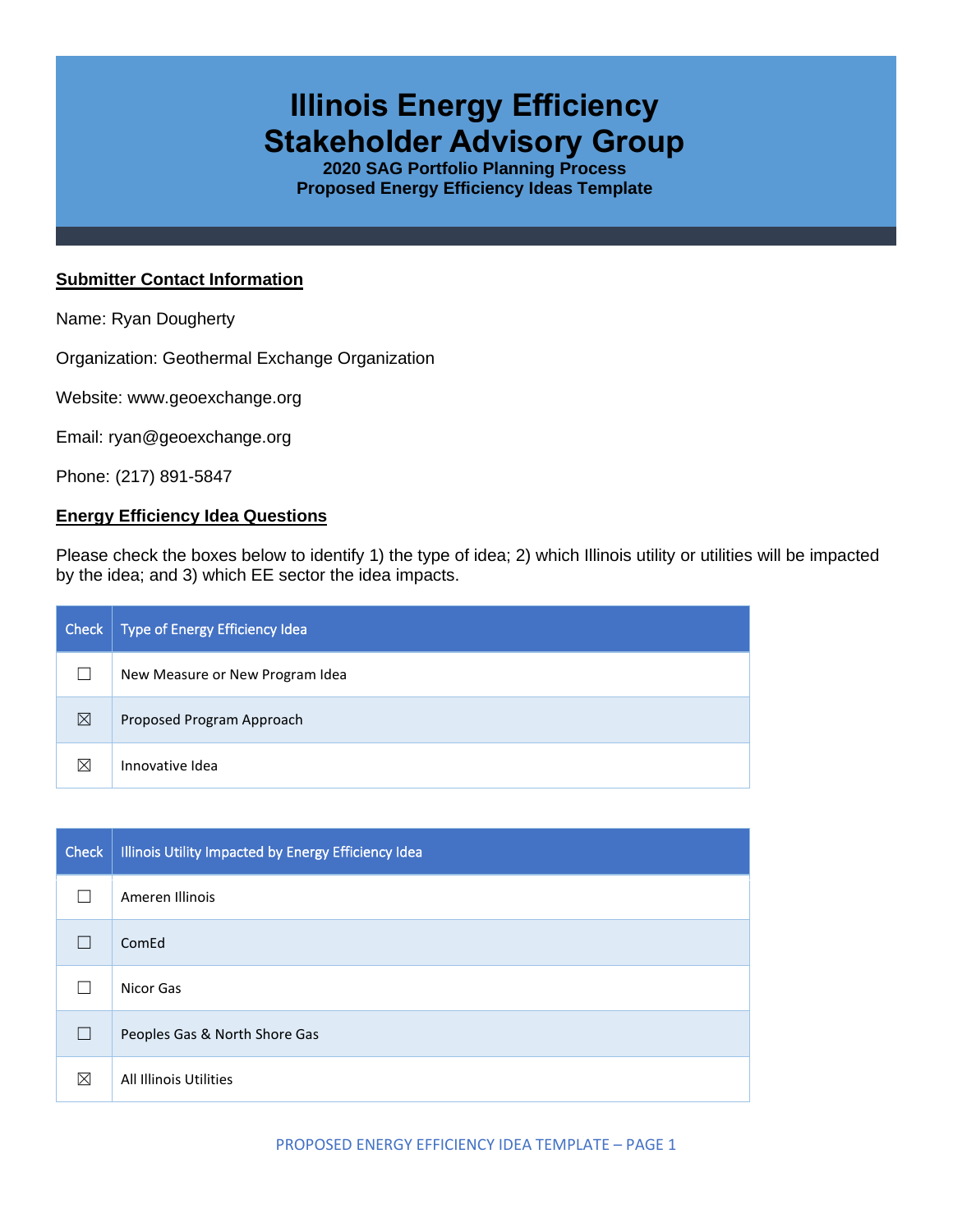# Illinois Energy Efficiency Stakeholder Advisory Group

**2020 SAG Portfolio Planning Process**
**Proposed Energy Efficiency Ideas Template**

## Submitter Contact Information

Name: Ryan Dougherty

Organization: Geothermal Exchange Organization

Website: www.geoexchange.org

Email: ryan@geoexchange.org

Phone: (217) 891-5847

## Energy Efficiency Idea Questions

Please check the boxes below to identify 1) the type of idea; 2) which Illinois utility or utilities will be impacted by the idea; and 3) which EE sector the idea impacts.

| Check | Type of Energy Efficiency Idea |
|---|---|
| ☐ | New Measure or New Program Idea |
| ☒ | Proposed Program Approach |
| ☒ | Innovative Idea |

| Check | Illinois Utility Impacted by Energy Efficiency Idea |
|---|---|
| ☐ | Ameren Illinois |
| ☐ | ComEd |
| ☐ | Nicor Gas |
| ☐ | Peoples Gas & North Shore Gas |
| ☒ | All Illinois Utilities |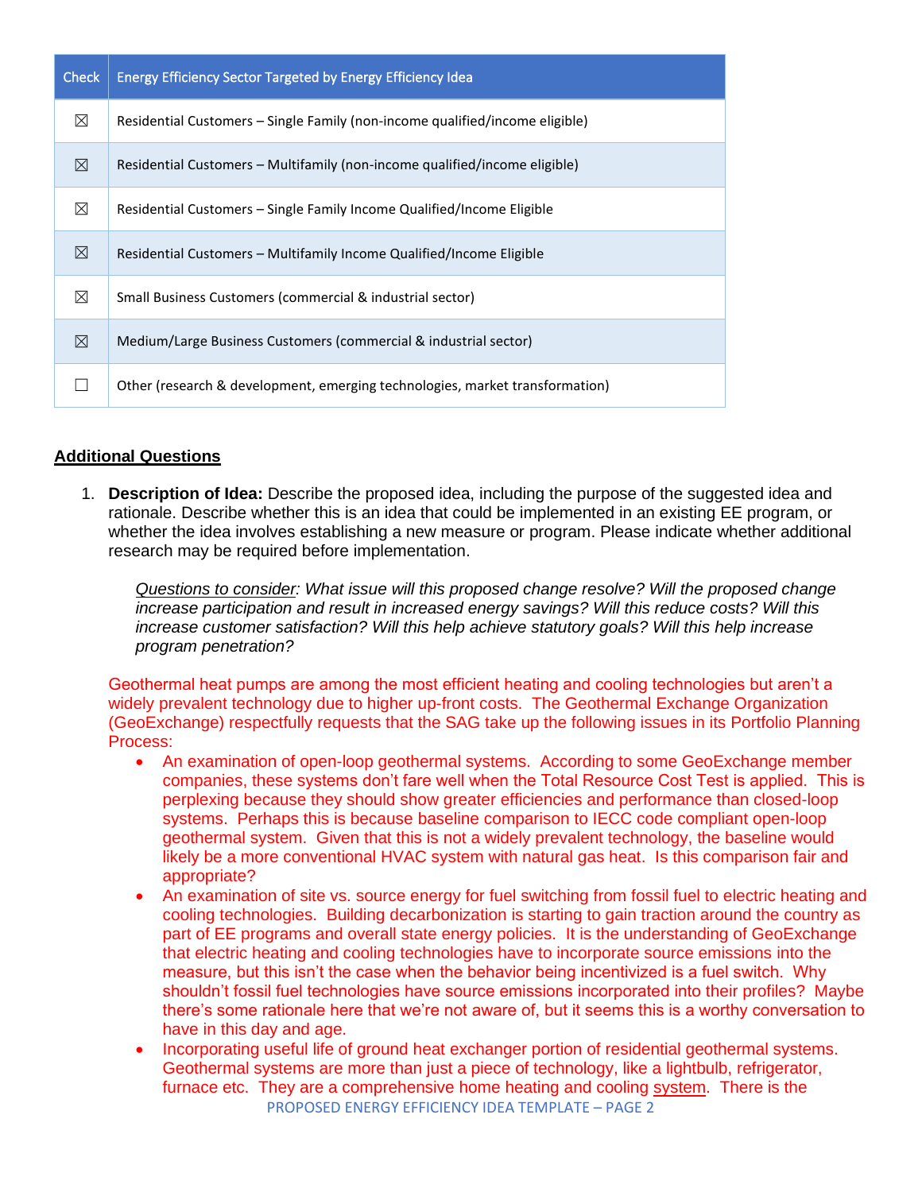| Check | Energy Efficiency Sector Targeted by Energy Efficiency Idea |
|---|---|
| ☒ | Residential Customers – Single Family (non-income qualified/income eligible) |
| ☒ | Residential Customers – Multifamily (non-income qualified/income eligible) |
| ☒ | Residential Customers – Single Family Income Qualified/Income Eligible |
| ☒ | Residential Customers – Multifamily Income Qualified/Income Eligible |
| ☒ | Small Business Customers (commercial & industrial sector) |
| ☒ | Medium/Large Business Customers (commercial & industrial sector) |
| ☐ | Other (research & development, emerging technologies, market transformation) |

## Additional Questions

1. **Description of Idea:** Describe the proposed idea, including the purpose of the suggested idea and rationale. Describe whether this is an idea that could be implemented in an existing EE program, or whether the idea involves establishing a new measure or program. Please indicate whether additional research may be required before implementation.

   *Questions to consider: What issue will this proposed change resolve? Will the proposed change increase participation and result in increased energy savings? Will this reduce costs? Will this increase customer satisfaction? Will this help achieve statutory goals? Will this help increase program penetration?*

   Geothermal heat pumps are among the most efficient heating and cooling technologies but aren't a widely prevalent technology due to higher up-front costs. The Geothermal Exchange Organization (GeoExchange) respectfully requests that the SAG take up the following issues in its Portfolio Planning Process:

   - An examination of open-loop geothermal systems. According to some GeoExchange member companies, these systems don't fare well when the Total Resource Cost Test is applied. This is perplexing because they should show greater efficiencies and performance than closed-loop systems. Perhaps this is because baseline comparison to IECC code compliant open-loop geothermal system. Given that this is not a widely prevalent technology, the baseline would likely be a more conventional HVAC system with natural gas heat. Is this comparison fair and appropriate?
   - An examination of site vs. source energy for fuel switching from fossil fuel to electric heating and cooling technologies. Building decarbonization is starting to gain traction around the country as part of EE programs and overall state energy policies. It is the understanding of GeoExchange that electric heating and cooling technologies have to incorporate source emissions into the measure, but this isn't the case when the behavior being incentivized is a fuel switch. Why shouldn't fossil fuel technologies have source emissions incorporated into their profiles? Maybe there's some rationale here that we're not aware of, but it seems this is a worthy conversation to have in this day and age.
   - Incorporating useful life of ground heat exchanger portion of residential geothermal systems. Geothermal systems are more than just a piece of technology, like a lightbulb, refrigerator, furnace etc. They are a comprehensive home heating and cooling system. There is the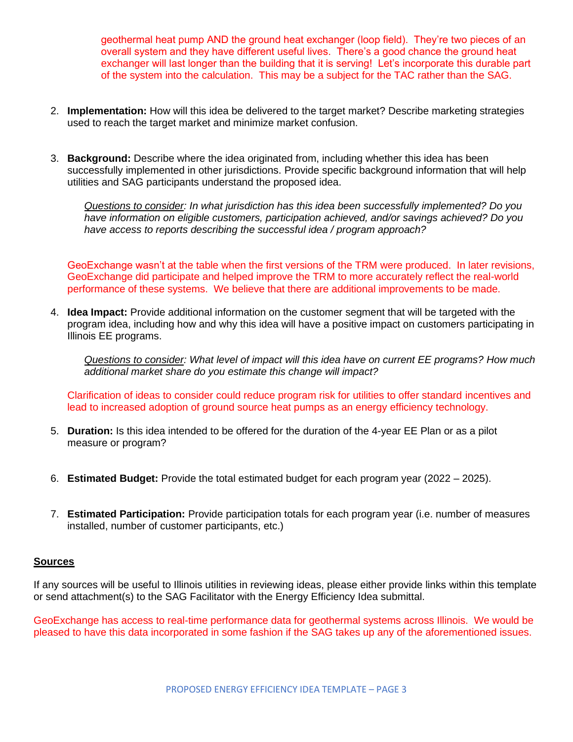geothermal heat pump AND the ground heat exchanger (loop field). They're two pieces of an overall system and they have different useful lives. There's a good chance the ground heat exchanger will last longer than the building that it is serving! Let's incorporate this durable part of the system into the calculation. This may be a subject for the TAC rather than the SAG.

2. **Implementation:** How will this idea be delivered to the target market? Describe marketing strategies used to reach the target market and minimize market confusion.

3. **Background:** Describe where the idea originated from, including whether this idea has been successfully implemented in other jurisdictions. Provide specific background information that will help utilities and SAG participants understand the proposed idea.

   *Questions to consider: In what jurisdiction has this idea been successfully implemented? Do you have information on eligible customers, participation achieved, and/or savings achieved? Do you have access to reports describing the successful idea / program approach?*

   GeoExchange wasn't at the table when the first versions of the TRM were produced. In later revisions, GeoExchange did participate and helped improve the TRM to more accurately reflect the real-world performance of these systems. We believe that there are additional improvements to be made.

4. **Idea Impact:** Provide additional information on the customer segment that will be targeted with the program idea, including how and why this idea will have a positive impact on customers participating in Illinois EE programs.

   *Questions to consider: What level of impact will this idea have on current EE programs? How much additional market share do you estimate this change will impact?*

   Clarification of ideas to consider could reduce program risk for utilities to offer standard incentives and lead to increased adoption of ground source heat pumps as an energy efficiency technology.

5. **Duration:** Is this idea intended to be offered for the duration of the 4-year EE Plan or as a pilot measure or program?

6. **Estimated Budget:** Provide the total estimated budget for each program year (2022 – 2025).

7. **Estimated Participation:** Provide participation totals for each program year (i.e. number of measures installed, number of customer participants, etc.)

## Sources

If any sources will be useful to Illinois utilities in reviewing ideas, please either provide links within this template or send attachment(s) to the SAG Facilitator with the Energy Efficiency Idea submittal.

GeoExchange has access to real-time performance data for geothermal systems across Illinois. We would be pleased to have this data incorporated in some fashion if the SAG takes up any of the aforementioned issues.